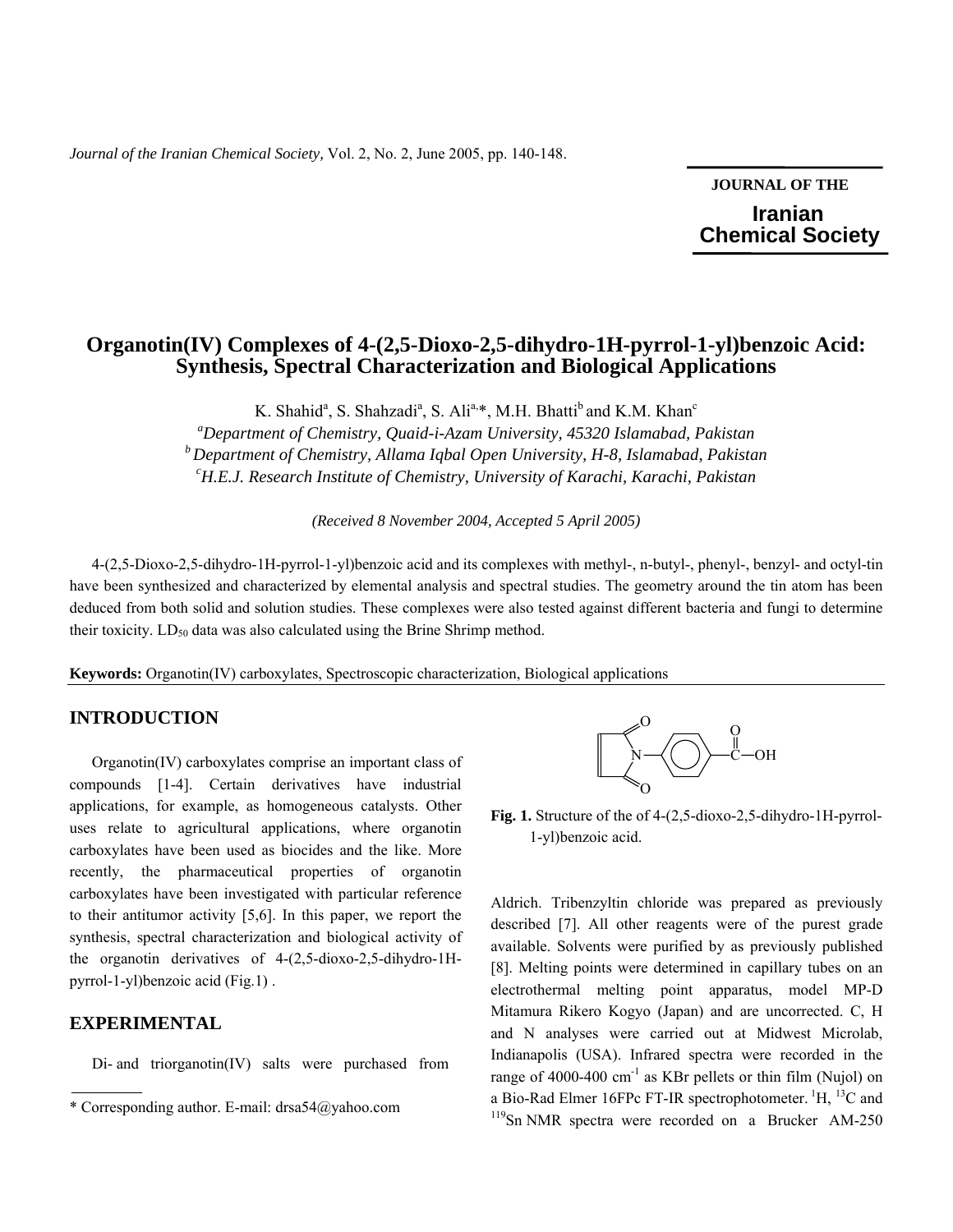JOURNAL OF THE

**Iranian Chemical Society**

# Organotin(IV) Complexes of 4-(2,5-Dioxo-2,5-dihydro-1H-pyrrol-1-yl)benzoic Acid: Synthesis, Spectral Characterization and Biological Applications

K. Shahid[a], S. Shahzadi[a], S. Ali[a,*], M.H. Bhatti[b] and K.M. Khan[c]

[a]*Department of Chemistry, Quaid-i-Azam University, 45320 Islamabad, Pakistan*
[b]*Department of Chemistry, Allama Iqbal Open University, H-8, Islamabad, Pakistan*
[c]*H.E.J. Research Institute of Chemistry, University of Karachi, Karachi, Pakistan*

*(Received 8 November 2004, Accepted 5 April 2005)*

4-(2,5-Dioxo-2,5-dihydro-1H-pyrrol-1-yl)benzoic acid and its complexes with methyl-, n-butyl-, phenyl-, benzyl- and octyl-tin have been synthesized and characterized by elemental analysis and spectral studies. The geometry around the tin atom has been deduced from both solid and solution studies. These complexes were also tested against different bacteria and fungi to determine their toxicity. $LD_{50}$ data was also calculated using the Brine Shrimp method.

**Keywords:** Organotin(IV) carboxylates, Spectroscopic characterization, Biological applications

## INTRODUCTION

Organotin(IV) carboxylates comprise an important class of compounds [1-4]. Certain derivatives have industrial applications, for example, as homogeneous catalysts. Other uses relate to agricultural applications, where organotin carboxylates have been used as biocides and the like. More recently, the pharmaceutical properties of organotin carboxylates have been investigated with particular reference to their antitumor activity [5,6]. In this paper, we report the synthesis, spectral characterization and biological activity of the organotin derivatives of 4-(2,5-dioxo-2,5-dihydro-1H-pyrrol-1-yl)benzoic acid (Fig.1) .

**Fig. 1.** Structure of the of 4-(2,5-dioxo-2,5-dihydro-1H-pyrrol-1-yl)benzoic acid.

## EXPERIMENTAL

Di- and triorganotin(IV) salts were purchased from Aldrich. Tribenzyltin chloride was prepared as previously described [7]. All other reagents were of the purest grade available. Solvents were purified by as previously published [8]. Melting points were determined in capillary tubes on an electrothermal melting point apparatus, model MP-D Mitamura Rikero Kogyo (Japan) and are uncorrected. C, H and N analyses were carried out at Midwest Microlab, Indianapolis (USA). Infrared spectra were recorded in the range of 4000-400 $cm^{-1}$ as KBr pellets or thin film (Nujol) on a Bio-Rad Elmer 16FPc FT-IR spectrophotometer. $^{1}H$, $^{13}C$ and $^{119}Sn$ NMR spectra were recorded on a Brucker AM-250

\* Corresponding author. E-mail: drsa54@yahoo.com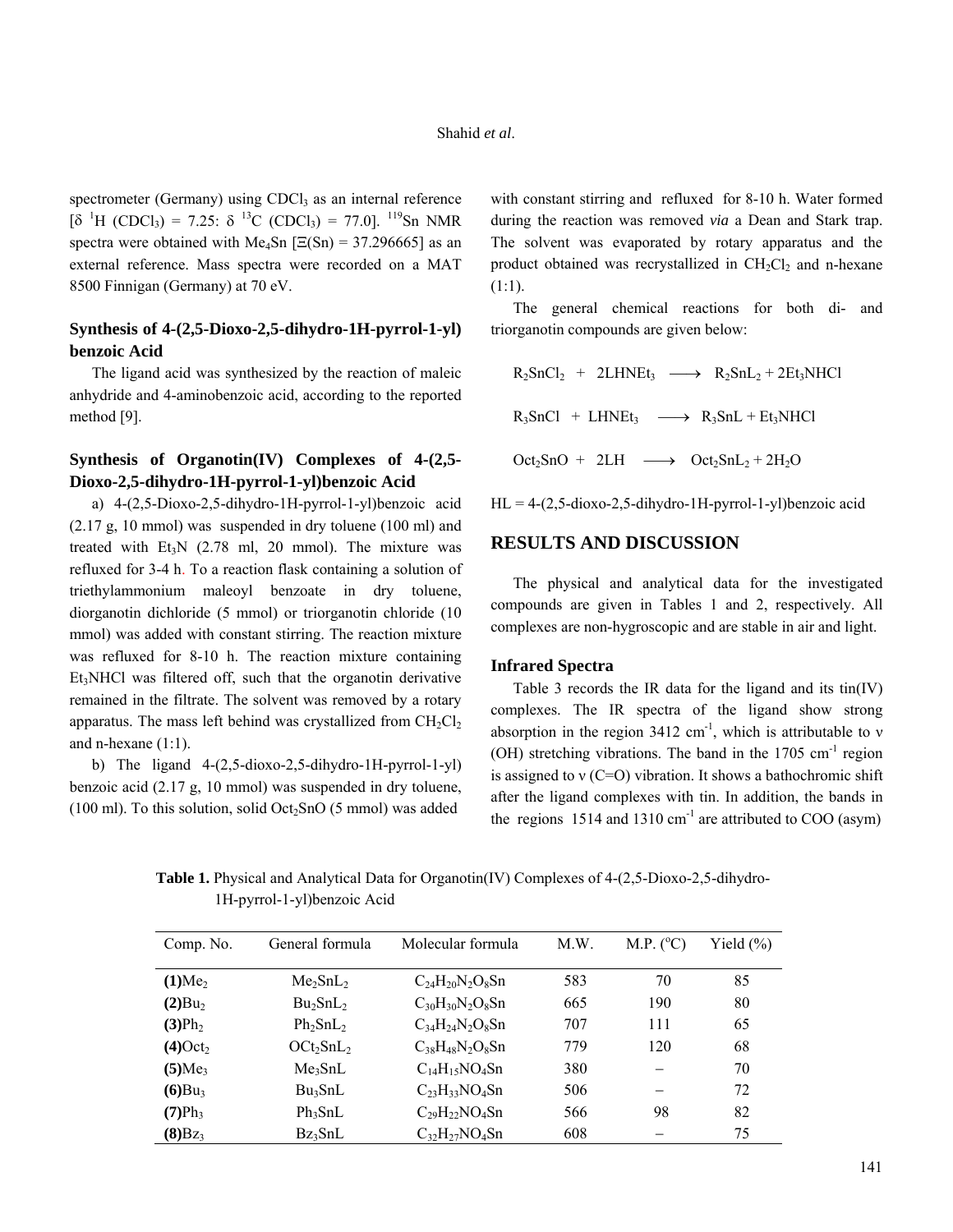spectrometer (Germany) using $CDCl_3$ as an internal reference [$\delta$ $^{1}H$ ($CDCl_3$) = 7.25: $\delta$ $^{13}C$ ($CDCl_3$) = 77.0]. $^{119}Sn$ NMR spectra were obtained with $Me_4Sn$ [$\Xi(Sn)$ = 37.296665] as an external reference. Mass spectra were recorded on a MAT 8500 Finnigan (Germany) at 70 eV.

### Synthesis of 4-(2,5-Dioxo-2,5-dihydro-1H-pyrrol-1-yl) benzoic Acid

The ligand acid was synthesized by the reaction of maleic anhydride and 4-aminobenzoic acid, according to the reported method [9].

### Synthesis of Organotin(IV) Complexes of 4-(2,5-Dioxo-2,5-dihydro-1H-pyrrol-1-yl)benzoic Acid

a) 4-(2,5-Dioxo-2,5-dihydro-1H-pyrrol-1-yl)benzoic acid (2.17 g, 10 mmol) was suspended in dry toluene (100 ml) and treated with $Et_3N$ (2.78 ml, 20 mmol). The mixture was refluxed for 3-4 h. To a reaction flask containing a solution of triethylammonium maleoyl benzoate in dry toluene, diorganotin dichloride (5 mmol) or triorganotin chloride (10 mmol) was added with constant stirring. The reaction mixture was refluxed for 8-10 h. The reaction mixture containing $Et_3NHCl$ was filtered off, such that the organotin derivative remained in the filtrate. The solvent was removed by a rotary apparatus. The mass left behind was crystallized from $CH_2Cl_2$ and n-hexane (1:1).

b) The ligand 4-(2,5-dioxo-2,5-dihydro-1H-pyrrol-1-yl) benzoic acid (2.17 g, 10 mmol) was suspended in dry toluene, (100 ml). To this solution, solid $Oct_2SnO$ (5 mmol) was added with constant stirring and refluxed for 8-10 h. Water formed during the reaction was removed *via* a Dean and Stark trap. The solvent was evaporated by rotary apparatus and the product obtained was recrystallized in $CH_2Cl_2$ and n-hexane (1:1).

The general chemical reactions for both di- and triorganotin compounds are given below:

$$R_2SnCl_2 + 2LHNEt_3 \longrightarrow R_2SnL_2 + 2Et_3NHCl$$

$$R_3SnCl + LHNEt_3 \longrightarrow R_3SnL + Et_3NHCl$$

$$Oct_2SnO + 2LH \longrightarrow Oct_2SnL_2 + 2H_2O$$

HL = 4-(2,5-dioxo-2,5-dihydro-1H-pyrrol-1-yl)benzoic acid

## RESULTS AND DISCUSSION

The physical and analytical data for the investigated compounds are given in Tables 1 and 2, respectively. All complexes are non-hygroscopic and are stable in air and light.

### Infrared Spectra

Table 3 records the IR data for the ligand and its tin(IV) complexes. The IR spectra of the ligand show strong absorption in the region 3412 $cm^{-1}$, which is attributable to ν (OH) stretching vibrations. The band in the 1705 $cm^{-1}$ region is assigned to ν (C=O) vibration. It shows a bathochromic shift after the ligand complexes with tin. In addition, the bands in the regions 1514 and 1310 $cm^{-1}$ are attributed to COO (asym)

**Table 1.** Physical and Analytical Data for Organotin(IV) Complexes of 4-(2,5-Dioxo-2,5-dihydro-1H-pyrrol-1-yl)benzoic Acid

| Comp. No. | General formula | Molecular formula | M.W. | M.P. (°C) | Yield (%) |
|---|---|---|---|---|---|
| **(1)**$Me_2$ | $Me_2SnL_2$ | $C_{24}H_{20}N_2O_8Sn$ | 583 | 70 | 85 |
| **(2)**$Bu_2$ | $Bu_2SnL_2$ | $C_{30}H_{30}N_2O_8Sn$ | 665 | 190 | 80 |
| **(3)**$Ph_2$ | $Ph_2SnL_2$ | $C_{34}H_{24}N_2O_8Sn$ | 707 | 111 | 65 |
| **(4)**$Oct_2$ | $OCt_2SnL_2$ | $C_{38}H_{48}N_2O_8Sn$ | 779 | 120 | 68 |
| **(5)**$Me_3$ | $Me_3SnL$ | $C_{14}H_{15}NO_4Sn$ | 380 | – | 70 |
| **(6)**$Bu_3$ | $Bu_3SnL$ | $C_{23}H_{33}NO_4Sn$ | 506 | – | 72 |
| **(7)**$Ph_3$ | $Ph_3SnL$ | $C_{29}H_{22}NO_4Sn$ | 566 | 98 | 82 |
| **(8)**$Bz_3$ | $Bz_3SnL$ | $C_{32}H_{27}NO_4Sn$ | 608 | – | 75 |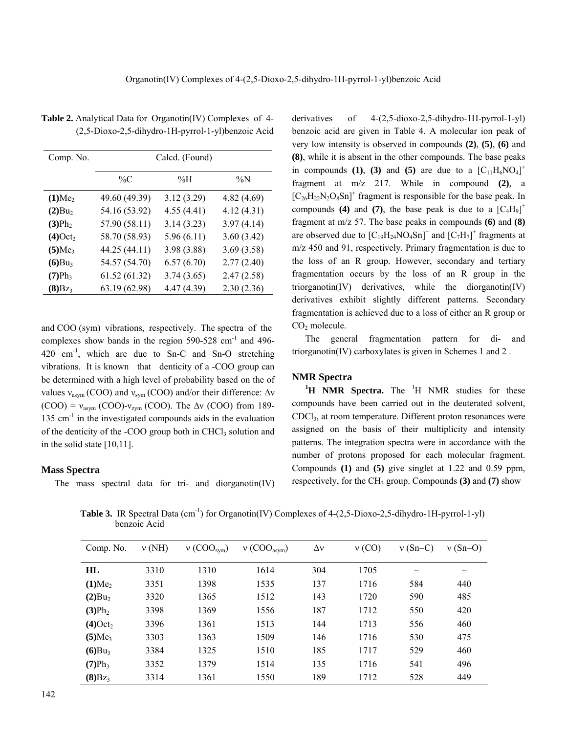**Table 2.** Analytical Data for Organotin(IV) Complexes of 4-(2,5-Dioxo-2,5-dihydro-1H-pyrrol-1-yl)benzoic Acid

| Comp. No. | Calcd. (Found) | | |
|---|---|---|---|
| | %C | %H | %N |
| **(1)**$Me_2$ | 49.60 (49.39) | 3.12 (3.29) | 4.82 (4.69) |
| **(2)**$Bu_2$ | 54.16 (53.92) | 4.55 (4.41) | 4.12 (4.31) |
| **(3)**$Ph_2$ | 57.90 (58.11) | 3.14 (3.23) | 3.97 (4.14) |
| **(4)**$Oct_2$ | 58.70 (58.93) | 5.96 (6.11) | 3.60 (3.42) |
| **(5)**$Me_3$ | 44.25 (44.11) | 3.98 (3.88) | 3.69 (3.58) |
| **(6)**$Bu_3$ | 54.57 (54.70) | 6.57 (6.70) | 2.77 (2.40) |
| **(7)**$Ph_3$ | 61.52 (61.32) | 3.74 (3.65) | 2.47 (2.58) |
| **(8)**$Bz_3$ | 63.19 (62.98) | 4.47 (4.39) | 2.30 (2.36) |

and COO (sym) vibrations, respectively. The spectra of the complexes show bands in the region 590-528 $cm^{-1}$ and 496-420 $cm^{-1}$, which are due to Sn-C and Sn-O stretching vibrations. It is known that denticity of a -COO group can be determined with a high level of probability based on the of values $\nu_{asym}$ (COO) and $\nu_{sym}$ (COO) and/or their difference: $\Delta\nu$ (COO) = $\nu_{asym}$ (COO)-$\nu_{zym}$ (COO). The $\Delta\nu$ (COO) from 189-135 $cm^{-1}$ in the investigated compounds aids in the evaluation of the denticity of the -COO group both in $CHCl_3$ solution and in the solid state [10,11].

## Mass Spectra

The mass spectral data for tri- and diorganotin(IV) derivatives of 4-(2,5-dioxo-2,5-dihydro-1H-pyrrol-1-yl) benzoic acid are given in Table 4. A molecular ion peak of very low intensity is observed in compounds **(2)**, **(5)**, **(6)** and **(8)**, while it is absent in the other compounds. The base peaks in compounds **(1)**, **(3)** and **(5)** are due to a $[C_{11}H_6NO_4]^+$ fragment at m/z 217. While in compound **(2)**, a $[C_{26}H_{22}N_2O_8Sn]^+$ fragment is responsible for the base peak. In compounds **(4)** and **(7)**, the base peak is due to a $[C_4H_9]^+$ fragment at m/z 57. The base peaks in compounds **(6)** and **(8)** are observed due to $[C_{19}H_{24}NO_4Sn]^+$ and $[C_7H_7]^+$ fragments at m/z 450 and 91, respectively. Primary fragmentation is due to the loss of an R group. However, secondary and tertiary fragmentation occurs by the loss of an R group in the triorganotin(IV) derivatives, while the diorganotin(IV) derivatives exhibit slightly different patterns. Secondary fragmentation is achieved due to a loss of either an R group or $CO_2$ molecule.

The general fragmentation pattern for di- and triorganotin(IV) carboxylates is given in Schemes 1 and 2 .

## NMR Spectra

**$^1$H NMR Spectra.** The $^1$H NMR studies for these compounds have been carried out in the deuterated solvent, $CDCl_3$, at room temperature. Different proton resonances were assigned on the basis of their multiplicity and intensity patterns. The integration spectra were in accordance with the number of protons proposed for each molecular fragment. Compounds **(1)** and **(5)** give singlet at 1.22 and 0.59 ppm, respectively, for the $CH_3$ group. Compounds **(3)** and **(7)** show

**Table 3.** IR Spectral Data ($cm^{-1}$) for Organotin(IV) Complexes of 4-(2,5-Dioxo-2,5-dihydro-1H-pyrrol-1-yl) benzoic Acid

| Comp. No. | ν (NH) | ν ($COO_{sym}$) | ν ($COO_{asym}$) | Δν | ν (CO) | ν (Sn–C) | ν (Sn–O) |
|---|---|---|---|---|---|---|---|
| **HL** | 3310 | 1310 | 1614 | 304 | 1705 | – | – |
| **(1)**$Me_2$ | 3351 | 1398 | 1535 | 137 | 1716 | 584 | 440 |
| **(2)**$Bu_2$ | 3320 | 1365 | 1512 | 143 | 1720 | 590 | 485 |
| **(3)**$Ph_2$ | 3398 | 1369 | 1556 | 187 | 1712 | 550 | 420 |
| **(4)**$Oct_2$ | 3396 | 1361 | 1513 | 144 | 1713 | 556 | 460 |
| **(5)**$Me_3$ | 3303 | 1363 | 1509 | 146 | 1716 | 530 | 475 |
| **(6)**$Bu_3$ | 3384 | 1325 | 1510 | 185 | 1717 | 529 | 460 |
| **(7)**$Ph_3$ | 3352 | 1379 | 1514 | 135 | 1716 | 541 | 496 |
| **(8)**$Bz_3$ | 3314 | 1361 | 1550 | 189 | 1712 | 528 | 449 |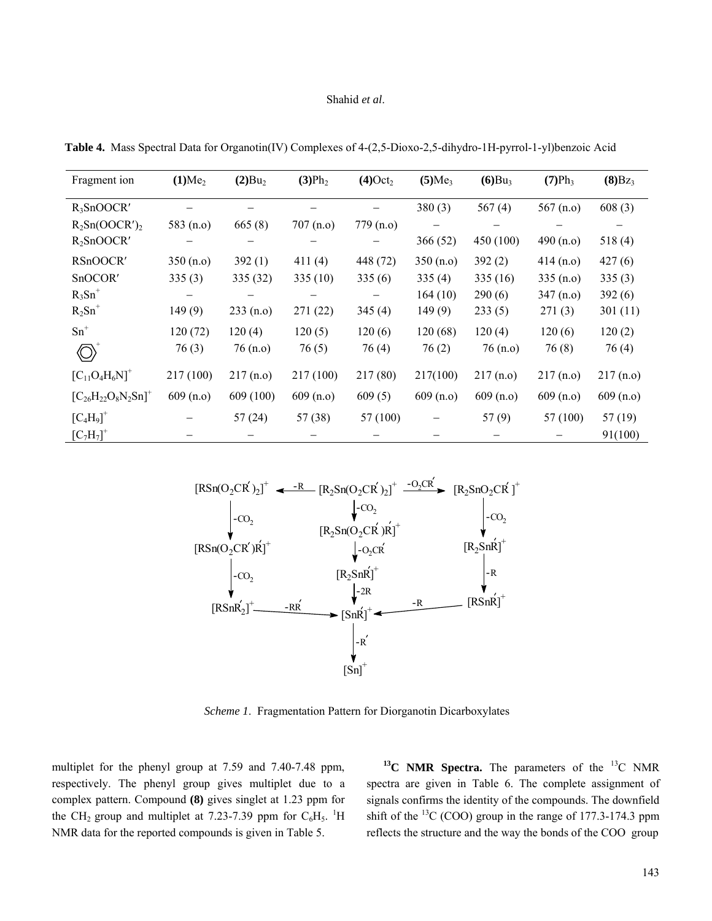**Table 4.** Mass Spectral Data for Organotin(IV) Complexes of 4-(2,5-Dioxo-2,5-dihydro-1H-pyrrol-1-yl)benzoic Acid

| Fragment ion | **(1)**$Me_2$ | **(2)**$Bu_2$ | **(3)**$Ph_2$ | **(4)**$Oct_2$ | **(5)**$Me_3$ | **(6)**$Bu_3$ | **(7)**$Ph_3$ | **(8)**$Bz_3$ |
|---|---|---|---|---|---|---|---|---|
| $R_3SnOOCR'$ | – | – | – | – | 380 (3) | 567 (4) | 567 (n.o) | 608 (3) |
| $R_2Sn(OOCR')_2$ | 583 (n.o) | 665 (8) | 707 (n.o) | 779 (n.o) | – | – | – | – |
| $R_2SnOOCR'$ | – | – | – | – | 366 (52) | 450 (100) | 490 (n.o) | 518 (4) |
| $RSnOOCR'$ | 350 (n.o) | 392 (1) | 411 (4) | 448 (72) | 350 (n.o) | 392 (2) | 414 (n.o) | 427 (6) |
| $SnOCOR'$ | 335 (3) | 335 (32) | 335 (10) | 335 (6) | 335 (4) | 335 (16) | 335 (n.o) | 335 (3) |
| $R_3Sn^+$ | – | – | – | – | 164 (10) | 290 (6) | 347 (n.o) | 392 (6) |
| $R_2Sn^+$ | 149 (9) | 233 (n.o) | 271 (22) | 345 (4) | 149 (9) | 233 (5) | 271 (3) | 301 (11) |
| $Sn^+$ | 120 (72) | 120 (4) | 120 (5) | 120 (6) | 120 (68) | 120 (4) | 120 (6) | 120 (2) |
| ⌬$^+$ | 76 (3) | 76 (n.o) | 76 (5) | 76 (4) | 76 (2) | 76 (n.o) | 76 (8) | 76 (4) |
| $[C_{11}O_4H_6N]^+$ | 217 (100) | 217 (n.o) | 217 (100) | 217 (80) | 217(100) | 217 (n.o) | 217 (n.o) | 217 (n.o) |
| $[C_{26}H_{22}O_8N_2Sn]^+$ | 609 (n.o) | 609 (100) | 609 (n.o) | 609 (5) | 609 (n.o) | 609 (n.o) | 609 (n.o) | 609 (n.o) |
| $[C_4H_9]^+$ | – | 57 (24) | 57 (38) | 57 (100) | – | 57 (9) | 57 (100) | 57 (19) |
| $[C_7H_7]^+$ | – | – | – | – | – | – | – | 91(100) |

$$[RSn(O_2CR')_2]^+ \xleftarrow{-R} [R_2Sn(O_2CR')_2]^+ \xrightarrow{-O_2CR'} [R_2SnO_2CR']^+$$

$$[RSn(O_2CR')_2]^+ \xrightarrow{-CO_2} [RSn(O_2CR')R']^+ \xrightarrow{-CO_2} [RSnR'_2]^+ \xrightarrow{-RR'} [SnR']^+$$

$$[R_2Sn(O_2CR')_2]^+ \xrightarrow{-CO_2} [R_2Sn(O_2CR')R']^+ \xrightarrow{-O_2CR'} [R_2SnR']^+ \xrightarrow{-2R} [SnR']^+ \xrightarrow{-R'} [Sn]^+$$

$$[R_2SnO_2CR']^+ \xrightarrow{-CO_2} [R_2SnR']^+ \xrightarrow{-R} [RSnR']^+ \xrightarrow{-R} [SnR']^+$$

*Scheme 1.* Fragmentation Pattern for Diorganotin Dicarboxylates

multiplet for the phenyl group at 7.59 and 7.40-7.48 ppm, respectively. The phenyl group gives multiplet due to a complex pattern. Compound **(8)** gives singlet at 1.23 ppm for the $CH_2$ group and multiplet at 7.23-7.39 ppm for $C_6H_5$. $^1H$ NMR data for the reported compounds is given in Table 5.

**$^{13}C$ NMR Spectra.** The parameters of the $^{13}C$ NMR spectra are given in Table 6. The complete assignment of signals confirms the identity of the compounds. The downfield shift of the $^{13}C$ (COO) group in the range of 177.3-174.3 ppm reflects the structure and the way the bonds of the COO group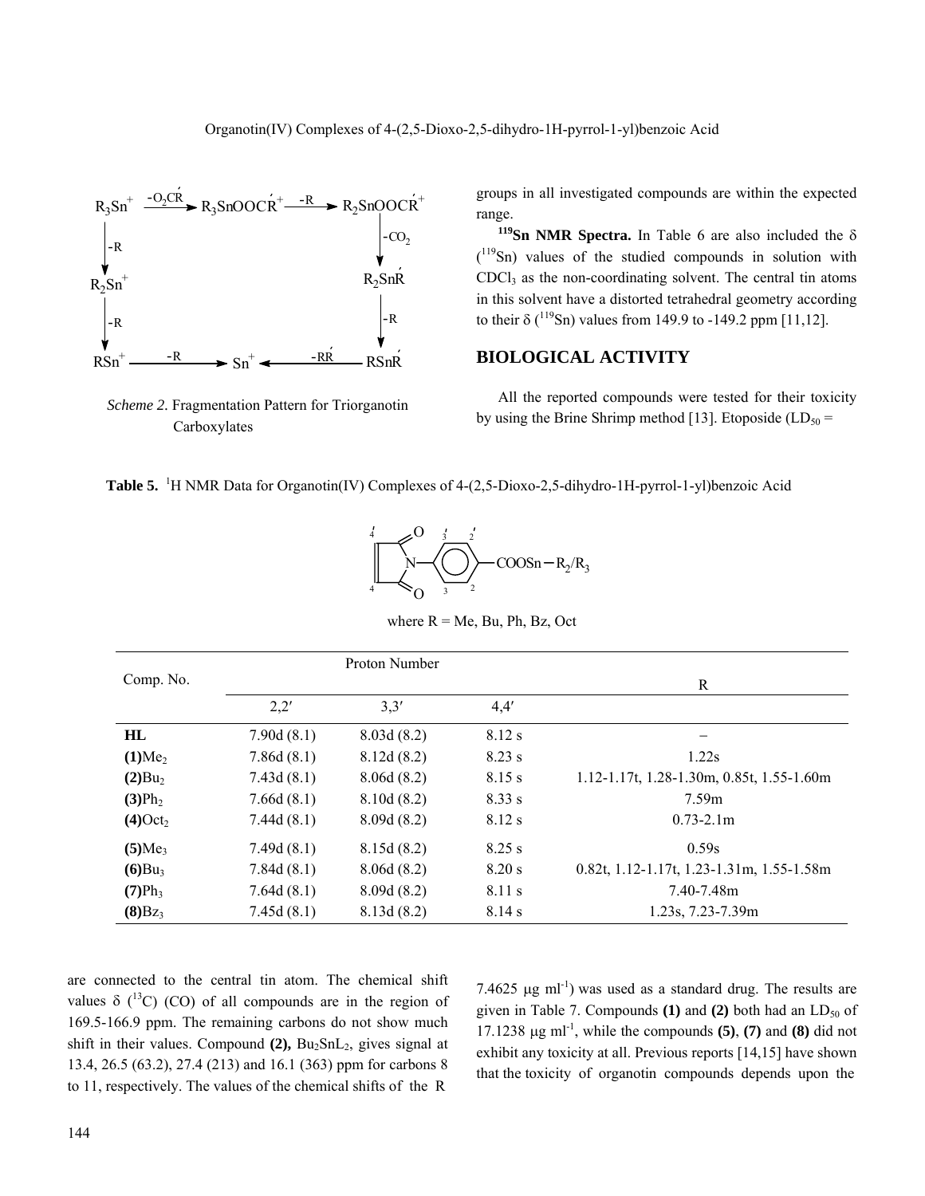$$R_3Sn^+ \xrightarrow{-O_2CR'} R_3SnOOCR'^+ \xrightarrow{-R} R_2SnOOCR'^+$$

$$R_3Sn^+ \xrightarrow{-R} R_2Sn^+ \xrightarrow{-R} RSn^+ \xrightarrow{-R} Sn^+$$

$$R_2SnOOCR'^+ \xrightarrow{-CO_2} R_2SnR' \xrightarrow{-R} RSnR' \xrightarrow{-RR'} Sn^+$$

*Scheme 2.* Fragmentation Pattern for Triorganotin Carboxylates

groups in all investigated compounds are within the expected range.

**$^{119}$Sn NMR Spectra.** In Table 6 are also included the δ ($^{119}$Sn) values of the studied compounds in solution with $CDCl_3$ as the non-coordinating solvent. The central tin atoms in this solvent have a distorted tetrahedral geometry according to their δ ($^{119}$Sn) values from 149.9 to -149.2 ppm [11,12].

## BIOLOGICAL ACTIVITY

All the reported compounds were tested for their toxicity by using the Brine Shrimp method [13]. Etoposide ($LD_{50}$ = 7.4625 μg ml$^{-1}$) was used as a standard drug. The results are given in Table 7. Compounds **(1)** and **(2)** both had an $LD_{50}$ of 17.1238 μg ml$^{-1}$, while the compounds **(5)**, **(7)** and **(8)** did not exhibit any toxicity at all. Previous reports [14,15] have shown that the toxicity of organotin compounds depends upon the

**Table 5.** $^1$H NMR Data for Organotin(IV) Complexes of 4-(2,5-Dioxo-2,5-dihydro-1H-pyrrol-1-yl)benzoic Acid

where R = Me, Bu, Ph, Bz, Oct

| Comp. No. | Proton Number | | | R |
|---|---|---|---|---|
| | 2,2′ | 3,3′ | 4,4′ | |
| **HL** | 7.90d (8.1) | 8.03d (8.2) | 8.12 s | – |
| **(1)**$Me_2$ | 7.86d (8.1) | 8.12d (8.2) | 8.23 s | 1.22s |
| **(2)**$Bu_2$ | 7.43d (8.1) | 8.06d (8.2) | 8.15 s | 1.12-1.17t, 1.28-1.30m, 0.85t, 1.55-1.60m |
| **(3)**$Ph_2$ | 7.66d (8.1) | 8.10d (8.2) | 8.33 s | 7.59m |
| **(4)**$Oct_2$ | 7.44d (8.1) | 8.09d (8.2) | 8.12 s | 0.73-2.1m |
| **(5)**$Me_3$ | 7.49d (8.1) | 8.15d (8.2) | 8.25 s | 0.59s |
| **(6)**$Bu_3$ | 7.84d (8.1) | 8.06d (8.2) | 8.20 s | 0.82t, 1.12-1.17t, 1.23-1.31m, 1.55-1.58m |
| **(7)**$Ph_3$ | 7.64d (8.1) | 8.09d (8.2) | 8.11 s | 7.40-7.48m |
| **(8)**$Bz_3$ | 7.45d (8.1) | 8.13d (8.2) | 8.14 s | 1.23s, 7.23-7.39m |

are connected to the central tin atom. The chemical shift values δ ($^{13}$C) (CO) of all compounds are in the region of 169.5-166.9 ppm. The remaining carbons do not show much shift in their values. Compound **(2),** $Bu_2SnL_2$, gives signal at 13.4, 26.5 (63.2), 27.4 (213) and 16.1 (363) ppm for carbons 8 to 11, respectively. The values of the chemical shifts of the R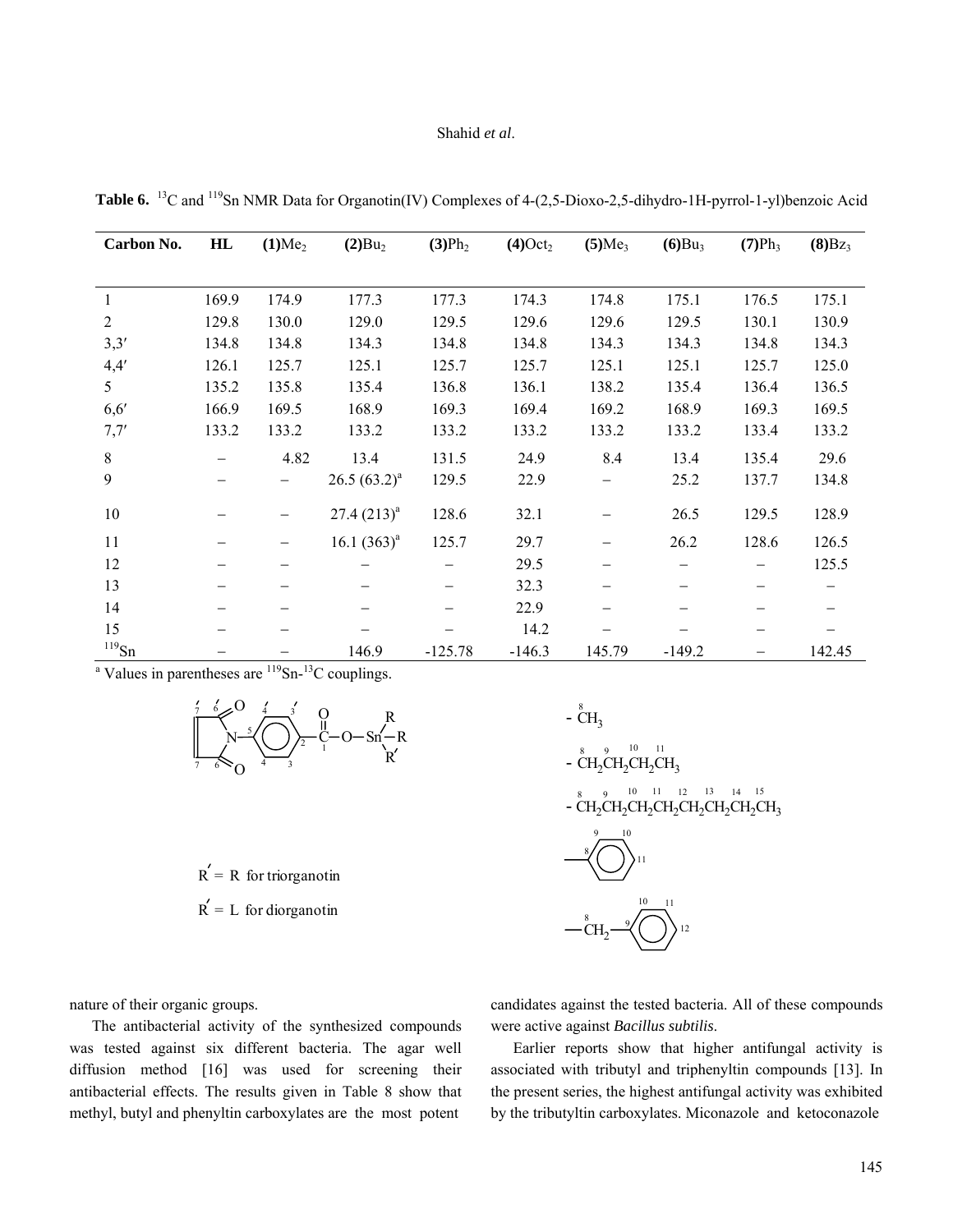**Table 6.** $^{13}C$ and $^{119}Sn$ NMR Data for Organotin(IV) Complexes of 4-(2,5-Dioxo-2,5-dihydro-1H-pyrrol-1-yl)benzoic Acid

| Carbon No. | HL | (1)$Me_2$ | (2)$Bu_2$ | (3)$Ph_2$ | (4)$Oct_2$ | (5)$Me_3$ | (6)$Bu_3$ | (7)$Ph_3$ | (8)$Bz_3$ |
|---|---|---|---|---|---|---|---|---|---|
| 1 | 169.9 | 174.9 | 177.3 | 177.3 | 174.3 | 174.8 | 175.1 | 176.5 | 175.1 |
| 2 | 129.8 | 130.0 | 129.0 | 129.5 | 129.6 | 129.6 | 129.5 | 130.1 | 130.9 |
| 3,3′ | 134.8 | 134.8 | 134.3 | 134.8 | 134.8 | 134.3 | 134.3 | 134.8 | 134.3 |
| 4,4′ | 126.1 | 125.7 | 125.1 | 125.7 | 125.7 | 125.1 | 125.1 | 125.7 | 125.0 |
| 5 | 135.2 | 135.8 | 135.4 | 136.8 | 136.1 | 138.2 | 135.4 | 136.4 | 136.5 |
| 6,6′ | 166.9 | 169.5 | 168.9 | 169.3 | 169.4 | 169.2 | 168.9 | 169.3 | 169.5 |
| 7,7′ | 133.2 | 133.2 | 133.2 | 133.2 | 133.2 | 133.2 | 133.2 | 133.4 | 133.2 |
| 8 | – | 4.82 | 13.4 | 131.5 | 24.9 | 8.4 | 13.4 | 135.4 | 29.6 |
| 9 | – | – | 26.5 (63.2)[a] | 129.5 | 22.9 | – | 25.2 | 137.7 | 134.8 |
| 10 | – | – | 27.4 (213)[a] | 128.6 | 32.1 | – | 26.5 | 129.5 | 128.9 |
| 11 | – | – | 16.1 (363)[a] | 125.7 | 29.7 | – | 26.2 | 128.6 | 126.5 |
| 12 | – | – | – | – | 29.5 | – | – | – | 125.5 |
| 13 | – | – | – | – | 32.3 | – | – | – | – |
| 14 | – | – | – | – | 22.9 | – | – | – | – |
| 15 | – | – | – | – | 14.2 | – | – | – | – |
| $^{119}Sn$ | – | – | 146.9 | -125.78 | -146.3 | 145.79 | -149.2 | – | 142.45 |

[a] Values in parentheses are $^{119}Sn$-$^{13}C$ couplings.

R′ = R for triorganotin

R′ = L for diorganotin

nature of their organic groups.

The antibacterial activity of the synthesized compounds was tested against six different bacteria. The agar well diffusion method [16] was used for screening their antibacterial effects. The results given in Table 8 show that methyl, butyl and phenyltin carboxylates are the most potent candidates against the tested bacteria. All of these compounds were active against *Bacillus subtilis*.

Earlier reports show that higher antifungal activity is associated with tributyl and triphenyltin compounds [13]. In the present series, the highest antifungal activity was exhibited by the tributyltin carboxylates. Miconazole and ketoconazole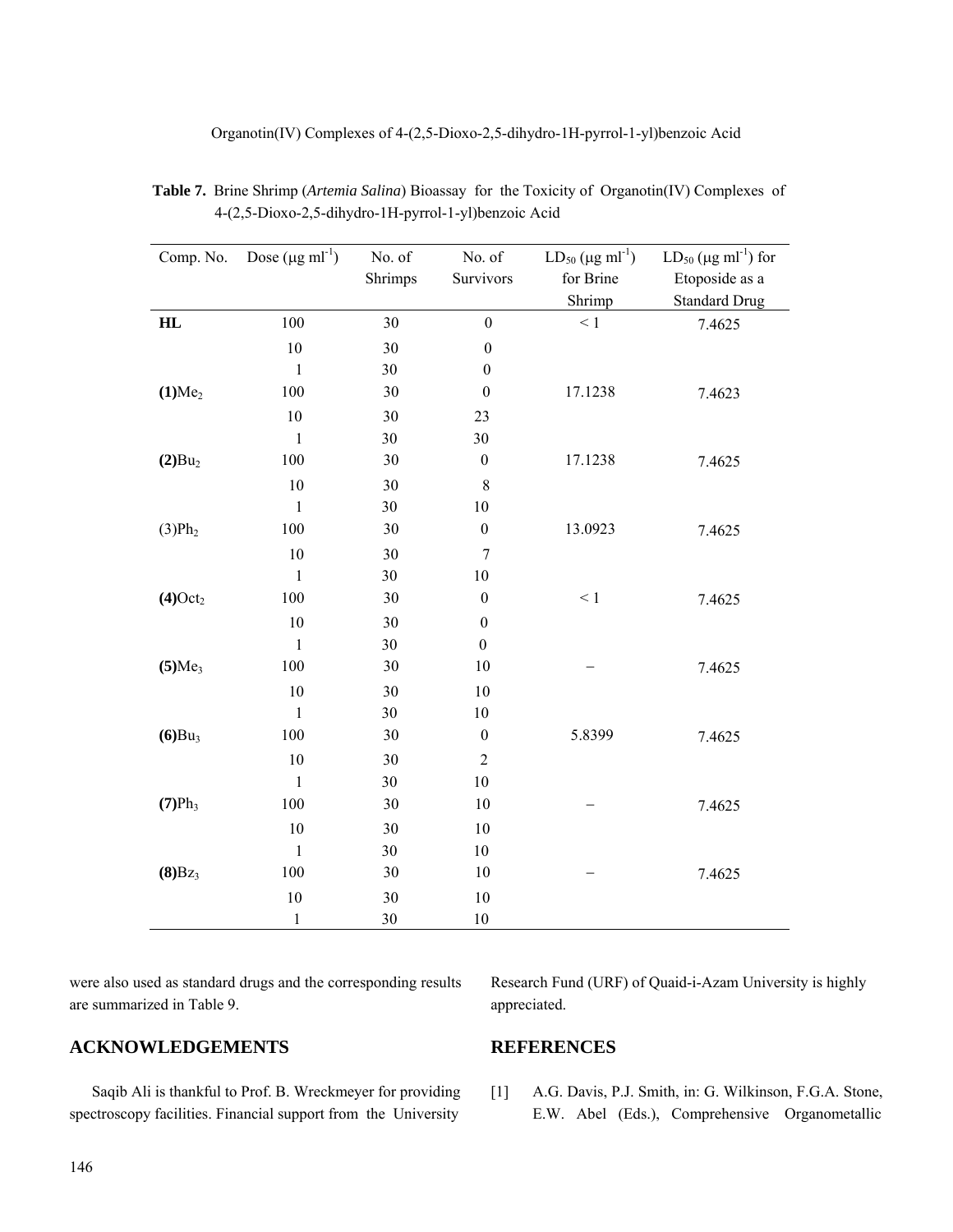**Table 7.** Brine Shrimp (*Artemia Salina*) Bioassay for the Toxicity of Organotin(IV) Complexes of 4-(2,5-Dioxo-2,5-dihydro-1H-pyrrol-1-yl)benzoic Acid

| Comp. No. | Dose (μg $ml^{-1}$) | No. of Shrimps | No. of Survivors | $LD_{50}$ (μg $ml^{-1}$) for Brine Shrimp | $LD_{50}$ (μg $ml^{-1}$) for Etoposide as a Standard Drug |
|---|---|---|---|---|---|
| **HL** | 100 | 30 | 0 | < 1 | 7.4625 |
| | 10 | 30 | 0 | | |
| | 1 | 30 | 0 | | |
| **(1)**$Me_2$ | 100 | 30 | 0 | 17.1238 | 7.4623 |
| | 10 | 30 | 23 | | |
| | 1 | 30 | 30 | | |
| **(2)**$Bu_2$ | 100 | 30 | 0 | 17.1238 | 7.4625 |
| | 10 | 30 | 8 | | |
| | 1 | 30 | 10 | | |
| (3)$Ph_2$ | 100 | 30 | 0 | 13.0923 | 7.4625 |
| | 10 | 30 | 7 | | |
| | 1 | 30 | 10 | | |
| **(4)**$Oct_2$ | 100 | 30 | 0 | < 1 | 7.4625 |
| | 10 | 30 | 0 | | |
| | 1 | 30 | 0 | | |
| **(5)**$Me_3$ | 100 | 30 | 10 | – | 7.4625 |
| | 10 | 30 | 10 | | |
| | 1 | 30 | 10 | | |
| **(6)**$Bu_3$ | 100 | 30 | 0 | 5.8399 | 7.4625 |
| | 10 | 30 | 2 | | |
| | 1 | 30 | 10 | | |
| **(7)**$Ph_3$ | 100 | 30 | 10 | – | 7.4625 |
| | 10 | 30 | 10 | | |
| | 1 | 30 | 10 | | |
| **(8)**$Bz_3$ | 100 | 30 | 10 | – | 7.4625 |
| | 10 | 30 | 10 | | |
| | 1 | 30 | 10 | | |

were also used as standard drugs and the corresponding results are summarized in Table 9.

## ACKNOWLEDGEMENTS

Saqib Ali is thankful to Prof. B. Wreckmeyer for providing spectroscopy facilities. Financial support from the University Research Fund (URF) of Quaid-i-Azam University is highly appreciated.

## REFERENCES

[1] A.G. Davis, P.J. Smith, in: G. Wilkinson, F.G.A. Stone, E.W. Abel (Eds.), Comprehensive Organometallic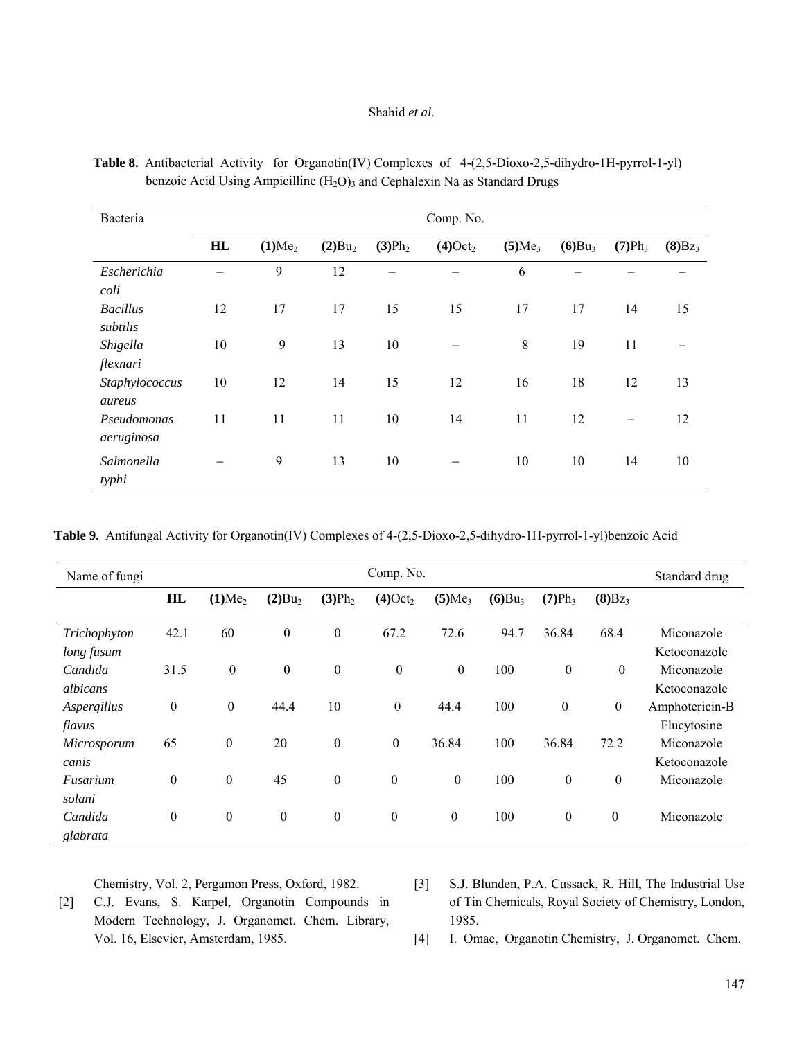**Table 8.** Antibacterial Activity for Organotin(IV) Complexes of 4-(2,5-Dioxo-2,5-dihydro-1H-pyrrol-1-yl) benzoic Acid Using Ampicilline $(H_2O)_3$ and Cephalexin Na as Standard Drugs

| Bacteria | Comp. No. | | | | | | | | |
|---|---|---|---|---|---|---|---|---|---|
| | **HL** | **(1)**$Me_2$ | **(2)**$Bu_2$ | **(3)**$Ph_2$ | **(4)**$Oct_2$ | **(5)**$Me_3$ | **(6)**$Bu_3$ | **(7)**$Ph_3$ | **(8)**$Bz_3$ |
| *Escherichia coli* | – | 9 | 12 | – | – | 6 | – | – | – |
| *Bacillus subtilis* | 12 | 17 | 17 | 15 | 15 | 17 | 17 | 14 | 15 |
| *Shigella flexnari* | 10 | 9 | 13 | 10 | – | 8 | 19 | 11 | – |
| *Staphylococcus aureus* | 10 | 12 | 14 | 15 | 12 | 16 | 18 | 12 | 13 |
| *Pseudomonas aeruginosa* | 11 | 11 | 11 | 10 | 14 | 11 | 12 | – | 12 |
| *Salmonella typhi* | – | 9 | 13 | 10 | – | 10 | 10 | 14 | 10 |

**Table 9.** Antifungal Activity for Organotin(IV) Complexes of 4-(2,5-Dioxo-2,5-dihydro-1H-pyrrol-1-yl)benzoic Acid

| Name of fungi | Comp. No. | | | | | | | | | Standard drug |
|---|---|---|---|---|---|---|---|---|---|---|
| | **HL** | **(1)**$Me_2$ | **(2)**$Bu_2$ | **(3)**$Ph_2$ | **(4)**$Oct_2$ | **(5)**$Me_3$ | **(6)**$Bu_3$ | **(7)**$Ph_3$ | **(8)**$Bz_3$ | |
| *Trichophyton long fusum* | 42.1 | 60 | 0 | 0 | 67.2 | 72.6 | 94.7 | 36.84 | 68.4 | Miconazole Ketoconazole |
| *Candida albicans* | 31.5 | 0 | 0 | 0 | 0 | 0 | 100 | 0 | 0 | Miconazole Ketoconazole |
| *Aspergillus flavus* | 0 | 0 | 44.4 | 10 | 0 | 44.4 | 100 | 0 | 0 | Amphotericin-B Flucytosine |
| *Microsporum canis* | 65 | 0 | 20 | 0 | 0 | 36.84 | 100 | 36.84 | 72.2 | Miconazole Ketoconazole |
| *Fusarium solani* | 0 | 0 | 45 | 0 | 0 | 0 | 100 | 0 | 0 | Miconazole |
| *Candida glabrata* | 0 | 0 | 0 | 0 | 0 | 0 | 100 | 0 | 0 | Miconazole |

Chemistry, Vol. 2, Pergamon Press, Oxford, 1982.

[2] C.J. Evans, S. Karpel, Organotin Compounds in Modern Technology, J. Organomet. Chem. Library, Vol. 16, Elsevier, Amsterdam, 1985.

[3] S.J. Blunden, P.A. Cussack, R. Hill, The Industrial Use of Tin Chemicals, Royal Society of Chemistry, London, 1985.

[4] I. Omae, Organotin Chemistry, J. Organomet. Chem.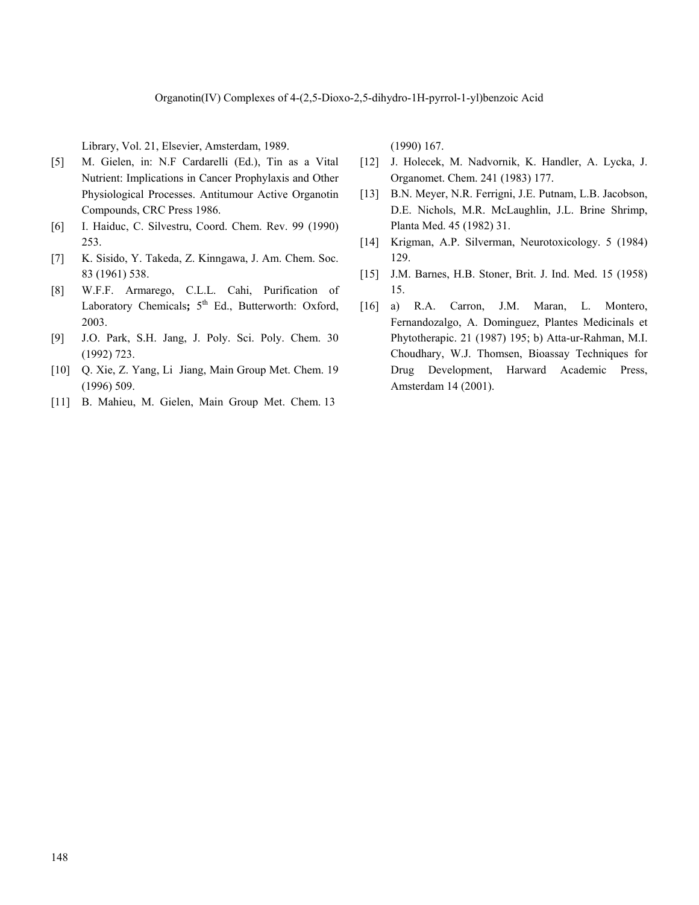Library, Vol. 21, Elsevier, Amsterdam, 1989.

[5] M. Gielen, in: N.F Cardarelli (Ed.), Tin as a Vital Nutrient: Implications in Cancer Prophylaxis and Other Physiological Processes. Antitumour Active Organotin Compounds, CRC Press 1986.

[6] I. Haiduc, C. Silvestru, Coord. Chem. Rev. 99 (1990) 253.

[7] K. Sisido, Y. Takeda, Z. Kinngawa, J. Am. Chem. Soc. 83 (1961) 538.

[8] W.F.F. Armarego, C.L.L. Cahi, Purification of Laboratory Chemicals**;** 5th Ed., Butterworth: Oxford, 2003.

[9] J.O. Park, S.H. Jang, J. Poly. Sci. Poly. Chem. 30 (1992) 723.

[10] Q. Xie, Z. Yang, Li Jiang, Main Group Met. Chem. 19 (1996) 509.

[11] B. Mahieu, M. Gielen, Main Group Met. Chem. 13 (1990) 167.

[12] J. Holecek, M. Nadvornik, K. Handler, A. Lycka, J. Organomet. Chem. 241 (1983) 177.

[13] B.N. Meyer, N.R. Ferrigni, J.E. Putnam, L.B. Jacobson, D.E. Nichols, M.R. McLaughlin, J.L. Brine Shrimp, Planta Med. 45 (1982) 31.

[14] Krigman, A.P. Silverman, Neurotoxicology. 5 (1984) 129.

[15] J.M. Barnes, H.B. Stoner, Brit. J. Ind. Med. 15 (1958) 15.

[16] a) R.A. Carron, J.M. Maran, L. Montero, Fernandozalgo, A. Dominguez, Plantes Medicinals et Phytotherapic. 21 (1987) 195; b) Atta-ur-Rahman, M.I. Choudhary, W.J. Thomsen, Bioassay Techniques for Drug Development, Harward Academic Press, Amsterdam 14 (2001).